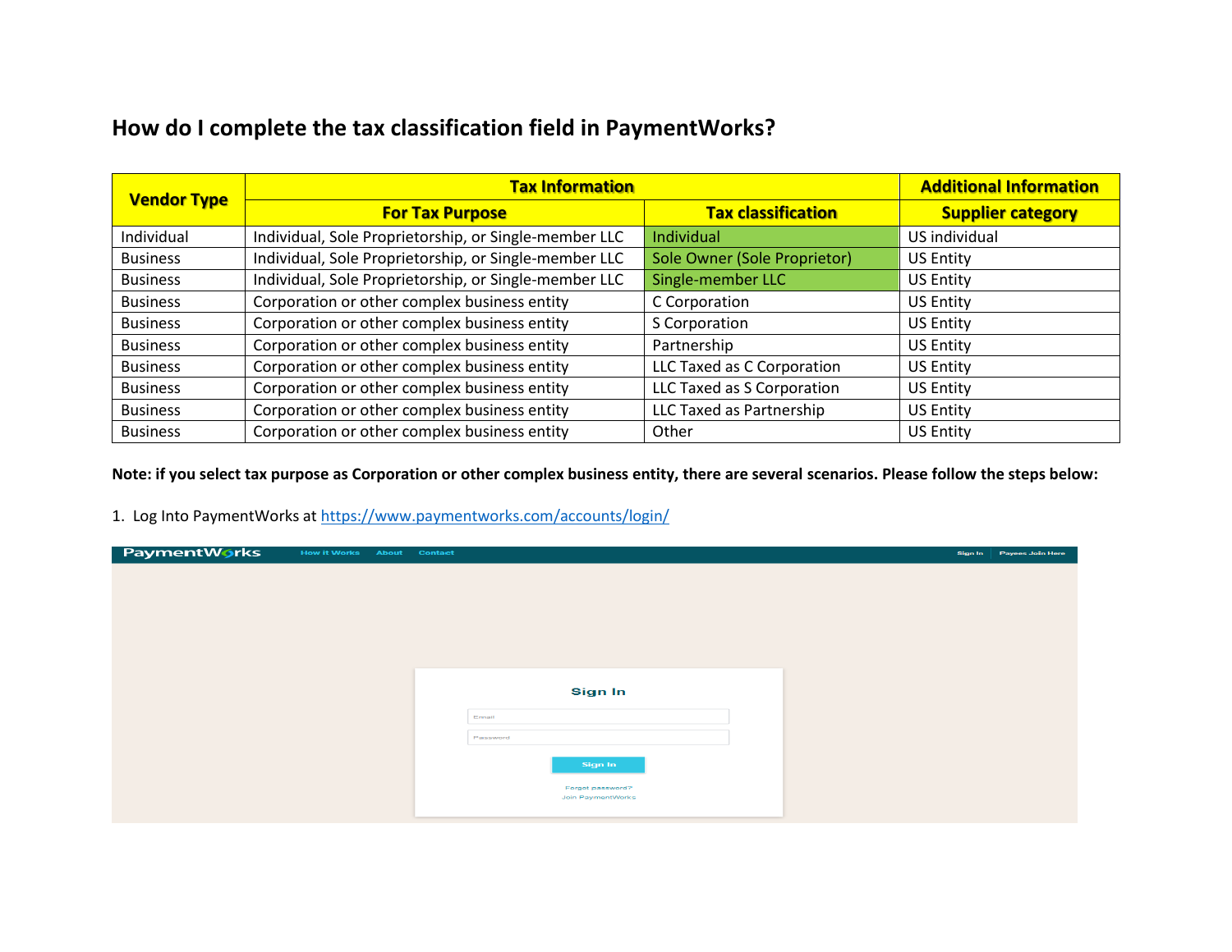# How do I complete the tax classification field in PaymentWorks?

| Vendor Type | Tax Information | | Additional Information |
|---|---|---|---|
| | For Tax Purpose | Tax classification | Supplier category |
| Individual | Individual, Sole Proprietorship, or Single-member LLC | Individual | US individual |
| Business | Individual, Sole Proprietorship, or Single-member LLC | Sole Owner (Sole Proprietor) | US Entity |
| Business | Individual, Sole Proprietorship, or Single-member LLC | Single-member LLC | US Entity |
| Business | Corporation or other complex business entity | C Corporation | US Entity |
| Business | Corporation or other complex business entity | S Corporation | US Entity |
| Business | Corporation or other complex business entity | Partnership | US Entity |
| Business | Corporation or other complex business entity | LLC Taxed as C Corporation | US Entity |
| Business | Corporation or other complex business entity | LLC Taxed as S Corporation | US Entity |
| Business | Corporation or other complex business entity | LLC Taxed as Partnership | US Entity |
| Business | Corporation or other complex business entity | Other | US Entity |

**Note: if you select tax purpose as Corporation or other complex business entity, there are several scenarios. Please follow the steps below:**

1. Log Into PaymentWorks at https://www.paymentworks.com/accounts/login/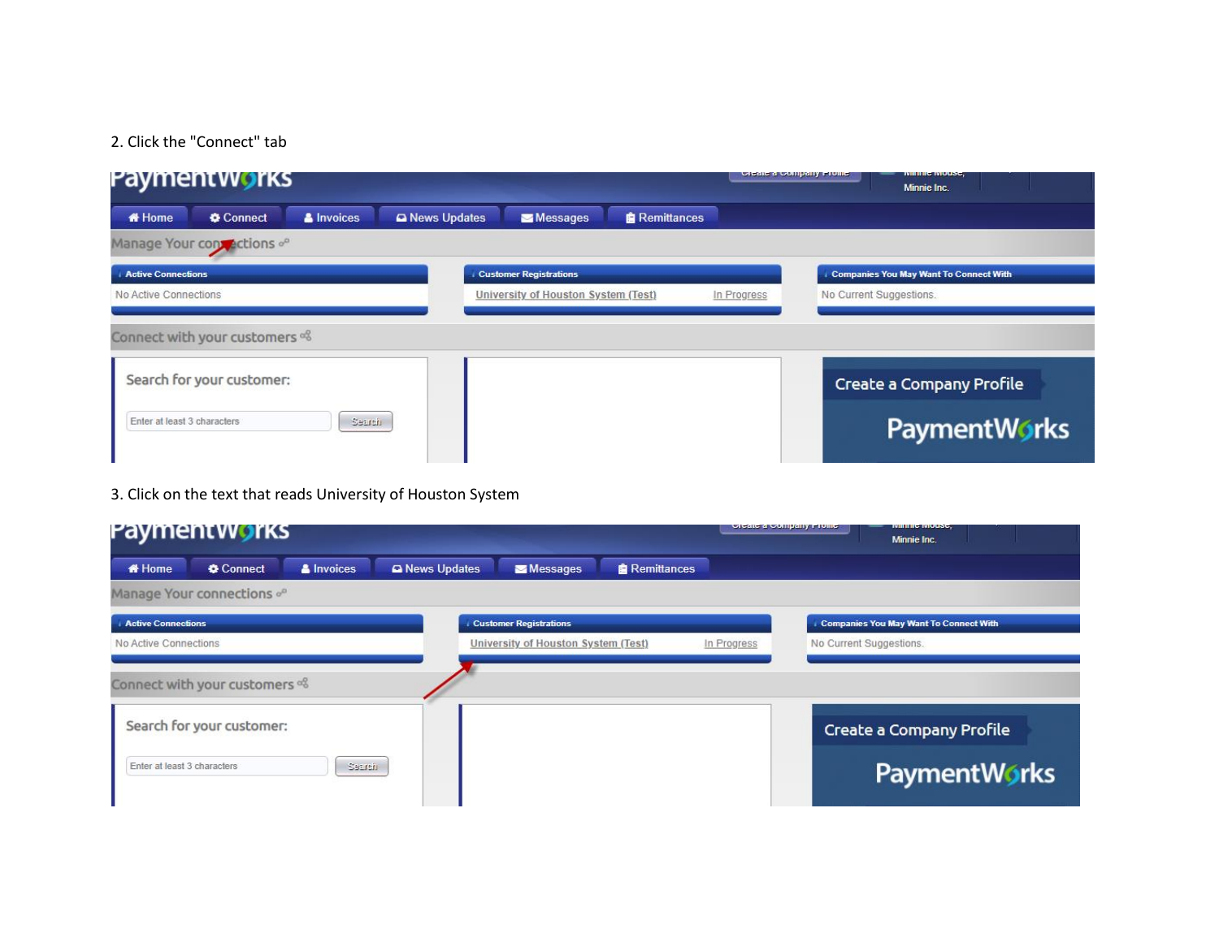2. Click the "Connect" tab

3. Click on the text that reads University of Houston System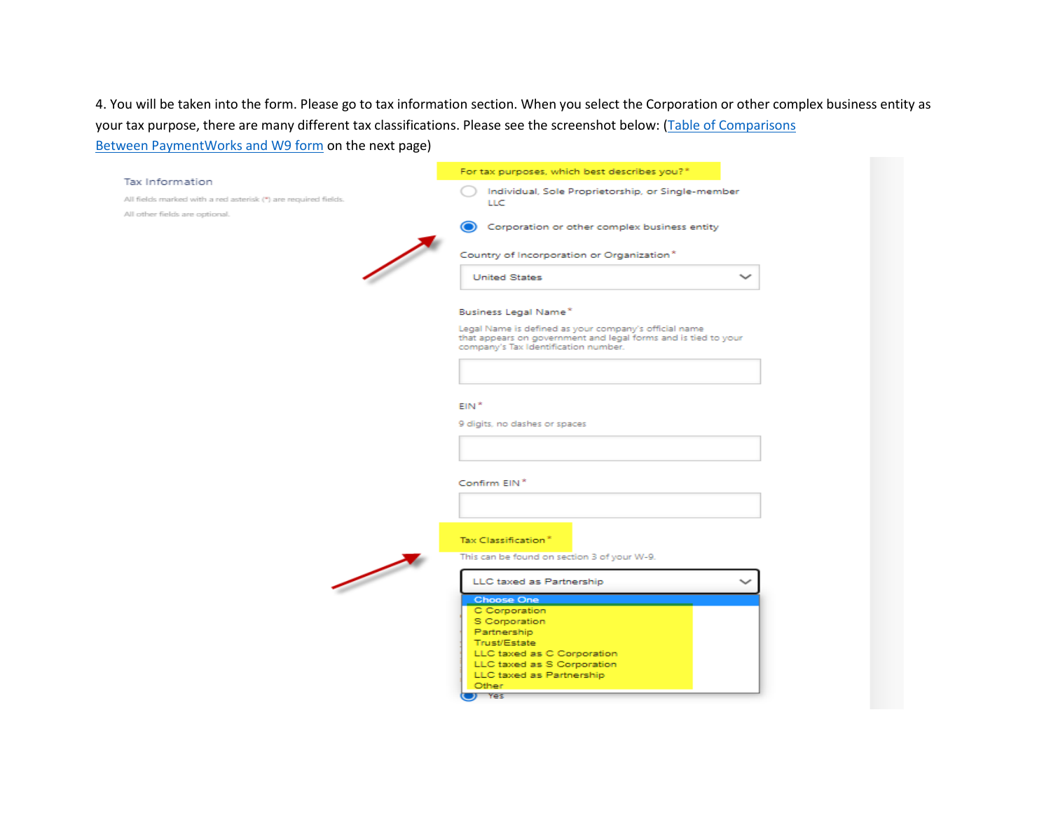4. You will be taken into the form. Please go to tax information section. When you select the Corporation or other complex business entity as your tax purpose, there are many different tax classifications. Please see the screenshot below: (Table of Comparisons Between PaymentWorks and W9 form on the next page)

Tax Information

All fields marked with a red asterisk (*) are required fields.

All other fields are optional.

For tax purposes, which best describes you? *

- Individual, Sole Proprietorship, or Single-member LLC
- Corporation or other complex business entity

Country of Incorporation or Organization *

United States

Business Legal Name *

Legal Name is defined as your company's official name that appears on government and legal forms and is tied to your company's Tax Identification number.

EIN *

9 digits, no dashes or spaces

Confirm EIN *

Tax Classification *

This can be found on section 3 of your W-9.

LLC taxed as Partnership

- Choose One
- C Corporation
- S Corporation
- Partnership
- Trust/Estate
- LLC taxed as C Corporation
- LLC taxed as S Corporation
- LLC taxed as Partnership
- Other

Yes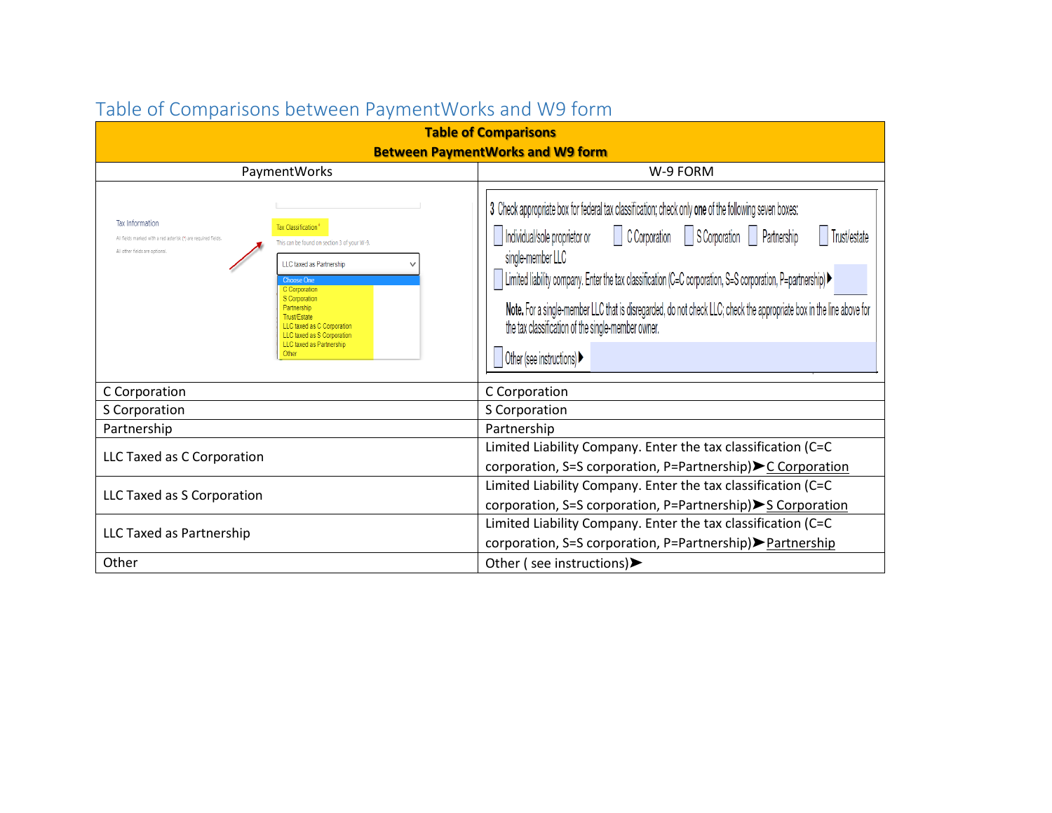## Table of Comparisons between PaymentWorks and W9 form

| Table of Comparisons Between PaymentWorks and W9 form | |
|---|---|
| PaymentWorks | W-9 FORM |
| Tax Information<br>All fields marked with a red asterisk (*) are required fields.<br>All other fields are optional.<br>Tax Classification *<br>This can be found on section 3 of your W-9.<br>LLC taxed as Partnership<br>Choose One<br>C Corporation<br>S Corporation<br>Partnership<br>Trust/Estate<br>LLC taxed as C Corporation<br>LLC taxed as S Corporation<br>LLC taxed as Partnership<br>Other | 3 Check appropriate box for federal tax classification; check only **one** of the following seven boxes:<br>☐ Individual/sole proprietor or single-member LLC ☐ C Corporation ☐ S Corporation ☐ Partnership ☐ Trust/estate<br>☐ Limited liability company. Enter the tax classification (C=C corporation, S=S corporation, P=partnership) ▶<br>**Note.** For a single-member LLC that is disregarded, do not check LLC; check the appropriate box in the line above for the tax classification of the single-member owner.<br>☐ Other (see instructions) ▶ |
| C Corporation | C Corporation |
| S Corporation | S Corporation |
| Partnership | Partnership |
| LLC Taxed as C Corporation | Limited Liability Company. Enter the tax classification (C=C corporation, S=S corporation, P=Partnership)➤C Corporation |
| LLC Taxed as S Corporation | Limited Liability Company. Enter the tax classification (C=C corporation, S=S corporation, P=Partnership)➤S Corporation |
| LLC Taxed as Partnership | Limited Liability Company. Enter the tax classification (C=C corporation, S=S corporation, P=Partnership)➤Partnership |
| Other | Other ( see instructions)➤ |